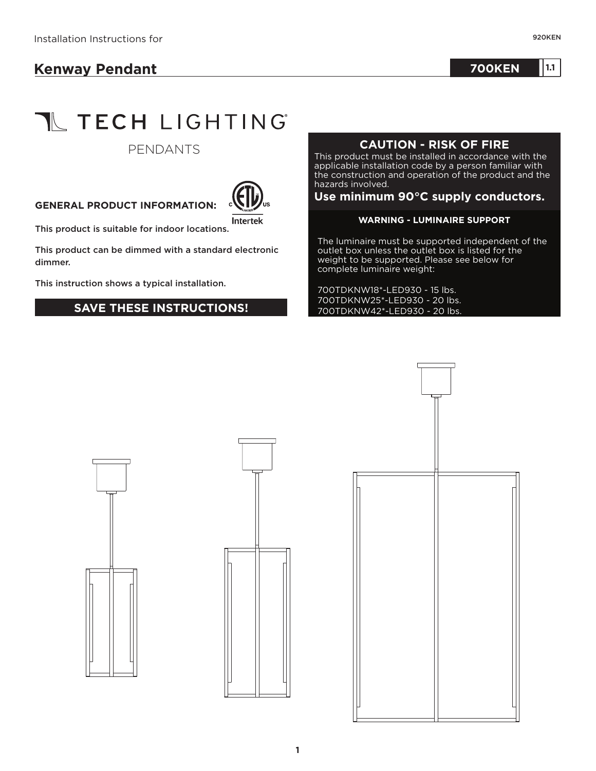Installation Instructions for

920KEN

# Kenway Pendant

**700KEN** 1.1

TECH LIGHTING

PENDANTS

**GENERAL PRODUCT INFORMATION:**

Intertek

This product is suitable for indoor locations.

This product can be dimmed with a standard electronic dimmer.

This instruction shows a typical installation.

**SAVE THESE INSTRUCTIONS!**

## CAUTION - RISK OF FIRE

This product must be installed in accordance with the applicable installation code by a person familiar with the construction and operation of the product and the hazards involved.

**Use minimum 90°C supply conductors.**

**WARNING - LUMINAIRE SUPPORT**

The luminaire must be supported independent of the outlet box unless the outlet box is listed for the weight to be supported. Please see below for complete luminaire weight:

700TDKNW18*-LED930 - 15 lbs.
700TDKNW25*-LED930 - 20 lbs.
700TDKNW42*-LED930 - 20 lbs.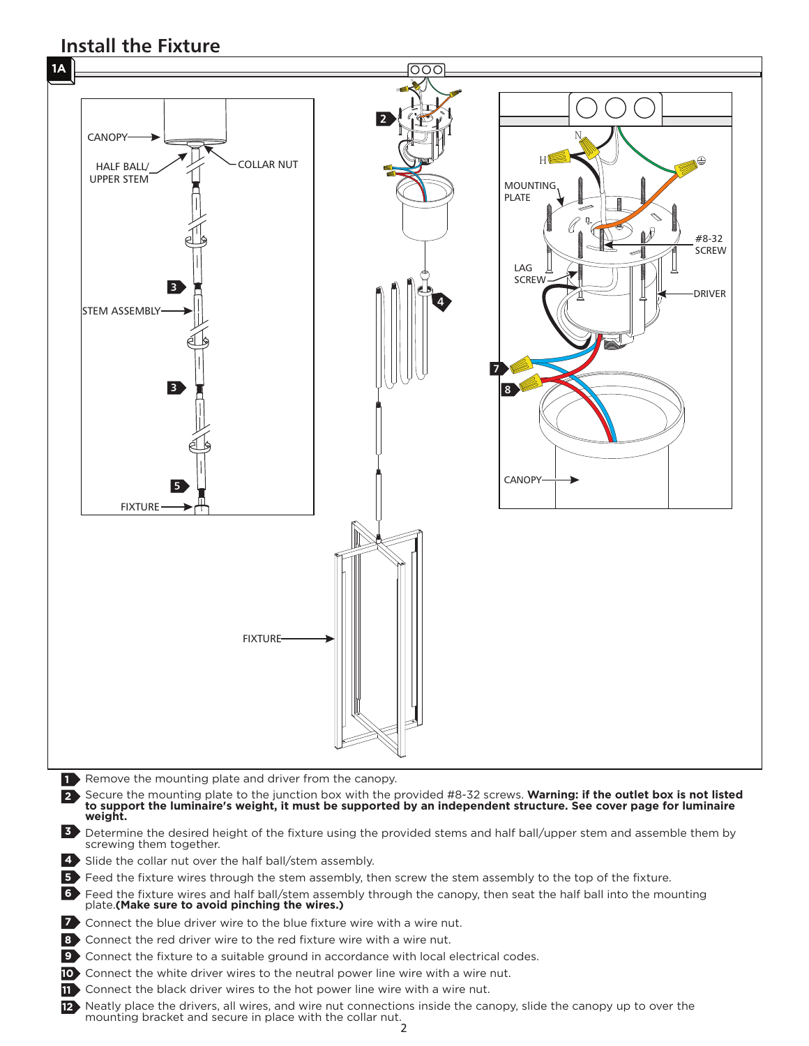## Install the Fixture

1A

CANOPY
HALF BALL/
UPPER STEM
COLLAR NUT
STEM ASSEMBLY
FIXTURE
MOUNTING PLATE
LAG SCREW
#8-32 SCREW
DRIVER
CANOPY
FIXTURE

1. Remove the mounting plate and driver from the canopy.
2. Secure the mounting plate to the junction box with the provided #8-32 screws. **Warning: if the outlet box is not listed to support the luminaire's weight, it must be supported by an independent structure. See cover page for luminaire weight.**
3. Determine the desired height of the fixture using the provided stems and half ball/upper stem and assemble them by screwing them together.
4. Slide the collar nut over the half ball/stem assembly.
5. Feed the fixture wires through the stem assembly, then screw the stem assembly to the top of the fixture.
6. Feed the fixture wires and half ball/stem assembly through the canopy, then seat the half ball into the mounting plate.**(Make sure to avoid pinching the wires.)**
7. Connect the blue driver wire to the blue fixture wire with a wire nut.
8. Connect the red driver wire to the red fixture wire with a wire nut.
9. Connect the fixture to a suitable ground in accordance with local electrical codes.
10. Connect the white driver wires to the neutral power line wire with a wire nut.
11. Connect the black driver wires to the hot power line wire with a wire nut.
12. Neatly place the drivers, all wires, and wire nut connections inside the canopy, slide the canopy up to over the mounting bracket and secure in place with the collar nut.